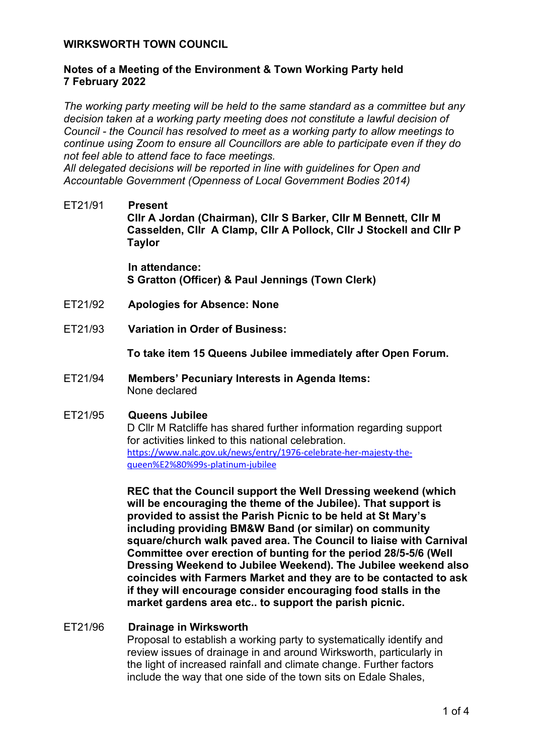**WIRKSWORTH TOWN COUNCIL**

**Notes of a Meeting of the Environment & Town Working Party held 7 February 2022**

*The working party meeting will be held to the same standard as a committee but any decision taken at a working party meeting does not constitute a lawful decision of Council - the Council has resolved to meet as a working party to allow meetings to continue using Zoom to ensure all Councillors are able to participate even if they do not feel able to attend face to face meetings.*
*All delegated decisions will be reported in line with guidelines for Open and Accountable Government (Openness of Local Government Bodies 2014)*

ET21/91 **Present**
**Cllr A Jordan (Chairman), Cllr S Barker, Cllr M Bennett, Cllr M Casselden, Cllr A Clamp, Cllr A Pollock, Cllr J Stockell and Cllr P Taylor**

**In attendance:**
**S Gratton (Officer) & Paul Jennings (Town Clerk)**

ET21/92 **Apologies for Absence: None**

ET21/93 **Variation in Order of Business:**

**To take item 15 Queens Jubilee immediately after Open Forum.**

ET21/94 **Members' Pecuniary Interests in Agenda Items:**
None declared

ET21/95 **Queens Jubilee**
D Cllr M Ratcliffe has shared further information regarding support for activities linked to this national celebration.
https://www.nalc.gov.uk/news/entry/1976-celebrate-her-majesty-the-queen%E2%80%99s-platinum-jubilee

**REC that the Council support the Well Dressing weekend (which will be encouraging the theme of the Jubilee). That support is provided to assist the Parish Picnic to be held at St Mary's including providing BM&W Band (or similar) on community square/church walk paved area. The Council to liaise with Carnival Committee over erection of bunting for the period 28/5-5/6 (Well Dressing Weekend to Jubilee Weekend). The Jubilee weekend also coincides with Farmers Market and they are to be contacted to ask if they will encourage consider encouraging food stalls in the market gardens area etc.. to support the parish picnic.**

ET21/96 **Drainage in Wirksworth**
Proposal to establish a working party to systematically identify and review issues of drainage in and around Wirksworth, particularly in the light of increased rainfall and climate change. Further factors include the way that one side of the town sits on Edale Shales,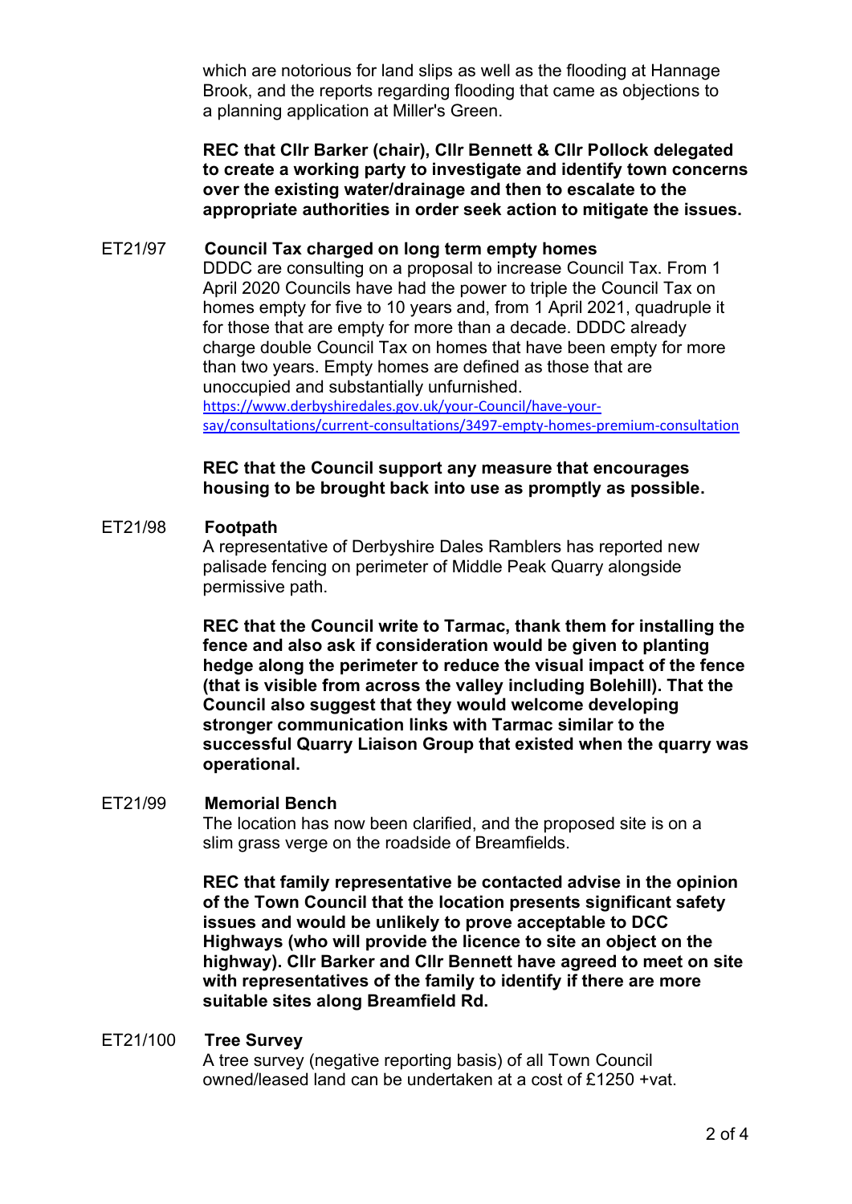which are notorious for land slips as well as the flooding at Hannage Brook, and the reports regarding flooding that came as objections to a planning application at Miller's Green.

**REC that Cllr Barker (chair), Cllr Bennett & Cllr Pollock delegated to create a working party to investigate and identify town concerns over the existing water/drainage and then to escalate to the appropriate authorities in order seek action to mitigate the issues.**

ET21/97 **Council Tax charged on long term empty homes**

DDDC are consulting on a proposal to increase Council Tax. From 1 April 2020 Councils have had the power to triple the Council Tax on homes empty for five to 10 years and, from 1 April 2021, quadruple it for those that are empty for more than a decade. DDDC already charge double Council Tax on homes that have been empty for more than two years. Empty homes are defined as those that are unoccupied and substantially unfurnished.
https://www.derbyshiredales.gov.uk/your-Council/have-your-say/consultations/current-consultations/3497-empty-homes-premium-consultation

**REC that the Council support any measure that encourages housing to be brought back into use as promptly as possible.**

ET21/98 **Footpath**

A representative of Derbyshire Dales Ramblers has reported new palisade fencing on perimeter of Middle Peak Quarry alongside permissive path.

**REC that the Council write to Tarmac, thank them for installing the fence and also ask if consideration would be given to planting hedge along the perimeter to reduce the visual impact of the fence (that is visible from across the valley including Bolehill). That the Council also suggest that they would welcome developing stronger communication links with Tarmac similar to the successful Quarry Liaison Group that existed when the quarry was operational.**

ET21/99 **Memorial Bench**

The location has now been clarified, and the proposed site is on a slim grass verge on the roadside of Breamfields.

**REC that family representative be contacted advise in the opinion of the Town Council that the location presents significant safety issues and would be unlikely to prove acceptable to DCC Highways (who will provide the licence to site an object on the highway). Cllr Barker and Cllr Bennett have agreed to meet on site with representatives of the family to identify if there are more suitable sites along Breamfield Rd.**

ET21/100 **Tree Survey**

A tree survey (negative reporting basis) of all Town Council owned/leased land can be undertaken at a cost of £1250 +vat.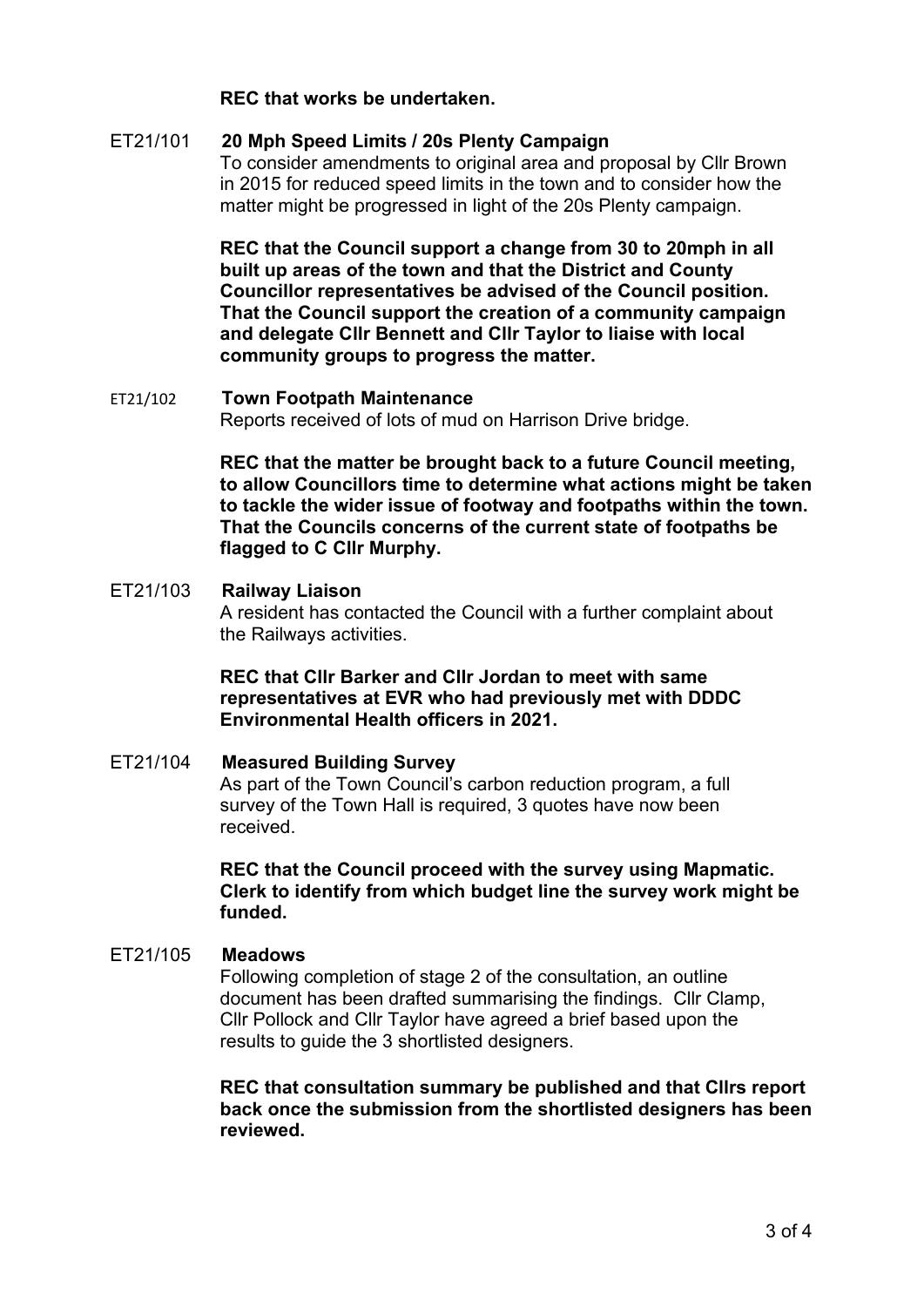**REC that works be undertaken.**

ET21/101 **20 Mph Speed Limits / 20s Plenty Campaign**

To consider amendments to original area and proposal by Cllr Brown in 2015 for reduced speed limits in the town and to consider how the matter might be progressed in light of the 20s Plenty campaign.

**REC that the Council support a change from 30 to 20mph in all built up areas of the town and that the District and County Councillor representatives be advised of the Council position. That the Council support the creation of a community campaign and delegate Cllr Bennett and Cllr Taylor to liaise with local community groups to progress the matter.**

ET21/102 **Town Footpath Maintenance**

Reports received of lots of mud on Harrison Drive bridge.

**REC that the matter be brought back to a future Council meeting, to allow Councillors time to determine what actions might be taken to tackle the wider issue of footway and footpaths within the town. That the Councils concerns of the current state of footpaths be flagged to C Cllr Murphy.**

ET21/103 **Railway Liaison**

A resident has contacted the Council with a further complaint about the Railways activities.

**REC that Cllr Barker and Cllr Jordan to meet with same representatives at EVR who had previously met with DDDC Environmental Health officers in 2021.**

ET21/104 **Measured Building Survey**

As part of the Town Council's carbon reduction program, a full survey of the Town Hall is required, 3 quotes have now been received.

**REC that the Council proceed with the survey using Mapmatic. Clerk to identify from which budget line the survey work might be funded.**

ET21/105 **Meadows**

Following completion of stage 2 of the consultation, an outline document has been drafted summarising the findings. Cllr Clamp, Cllr Pollock and Cllr Taylor have agreed a brief based upon the results to guide the 3 shortlisted designers.

**REC that consultation summary be published and that Cllrs report back once the submission from the shortlisted designers has been reviewed.**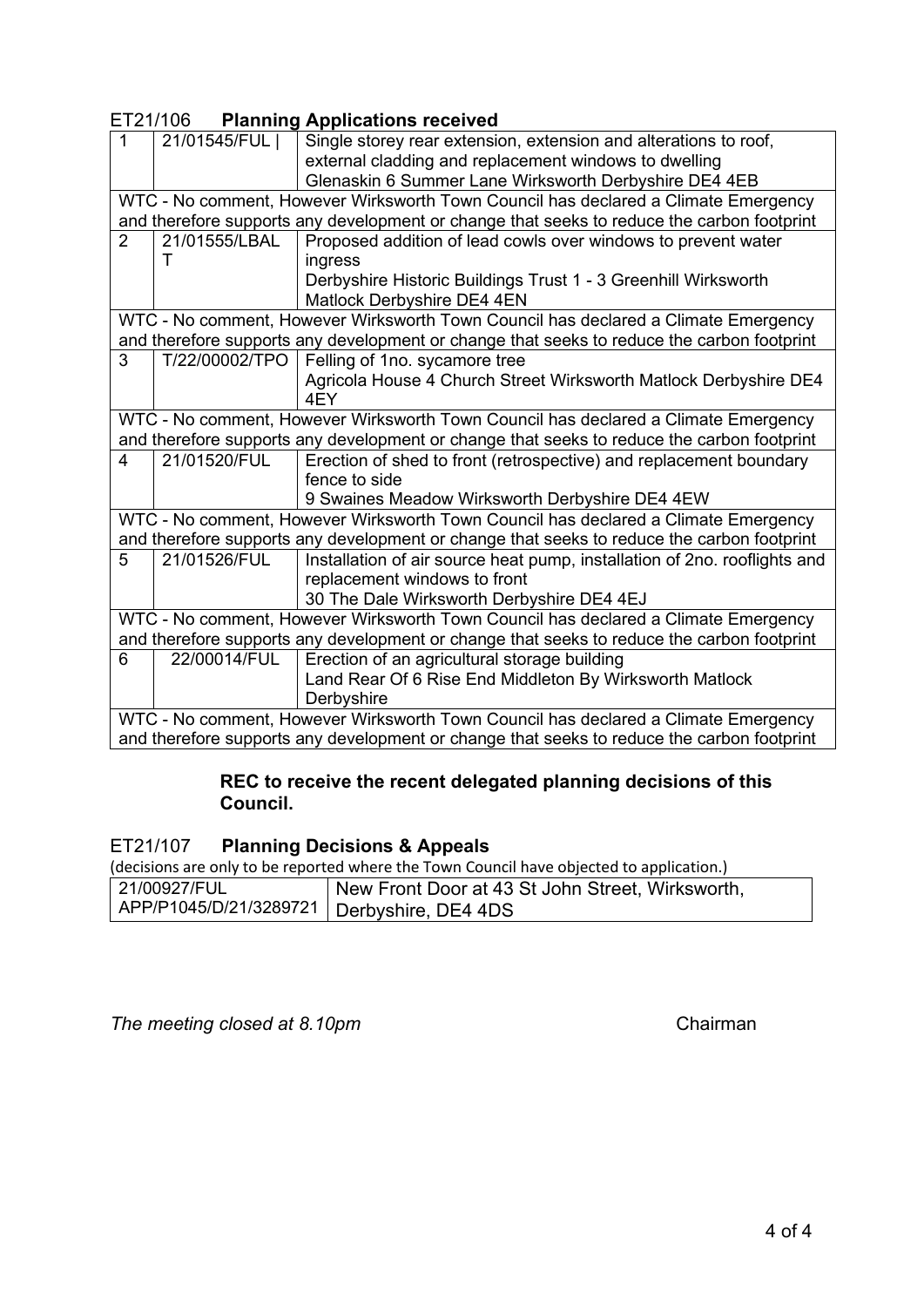## ET21/106 **Planning Applications received**

| | | |
|---|---|---|
| 1 | 21/01545/FUL \| | Single storey rear extension, extension and alterations to roof, external cladding and replacement windows to dwelling<br>Glenaskin 6 Summer Lane Wirksworth Derbyshire DE4 4EB |
| WTC - No comment, However Wirksworth Town Council has declared a Climate Emergency and therefore supports any development or change that seeks to reduce the carbon footprint | | |
| 2 | 21/01555/LBALT | Proposed addition of lead cowls over windows to prevent water ingress<br>Derbyshire Historic Buildings Trust 1 - 3 Greenhill Wirksworth Matlock Derbyshire DE4 4EN |
| WTC - No comment, However Wirksworth Town Council has declared a Climate Emergency and therefore supports any development or change that seeks to reduce the carbon footprint | | |
| 3 | T/22/00002/TPO | Felling of 1no. sycamore tree<br>Agricola House 4 Church Street Wirksworth Matlock Derbyshire DE4 4EY |
| WTC - No comment, However Wirksworth Town Council has declared a Climate Emergency and therefore supports any development or change that seeks to reduce the carbon footprint | | |
| 4 | 21/01520/FUL | Erection of shed to front (retrospective) and replacement boundary fence to side<br>9 Swaines Meadow Wirksworth Derbyshire DE4 4EW |
| WTC - No comment, However Wirksworth Town Council has declared a Climate Emergency and therefore supports any development or change that seeks to reduce the carbon footprint | | |
| 5 | 21/01526/FUL | Installation of air source heat pump, installation of 2no. rooflights and replacement windows to front<br>30 The Dale Wirksworth Derbyshire DE4 4EJ |
| WTC - No comment, However Wirksworth Town Council has declared a Climate Emergency and therefore supports any development or change that seeks to reduce the carbon footprint | | |
| 6 | 22/00014/FUL | Erection of an agricultural storage building<br>Land Rear Of 6 Rise End Middleton By Wirksworth Matlock Derbyshire |
| WTC - No comment, However Wirksworth Town Council has declared a Climate Emergency and therefore supports any development or change that seeks to reduce the carbon footprint | | |

**REC to receive the recent delegated planning decisions of this Council.**

## ET21/107 **Planning Decisions & Appeals**

(decisions are only to be reported where the Town Council have objected to application.)

| | |
|---|---|
| 21/00927/FUL<br>APP/P1045/D/21/3289721 | New Front Door at 43 St John Street, Wirksworth, Derbyshire, DE4 4DS |

*The meeting closed at 8.10pm* Chairman